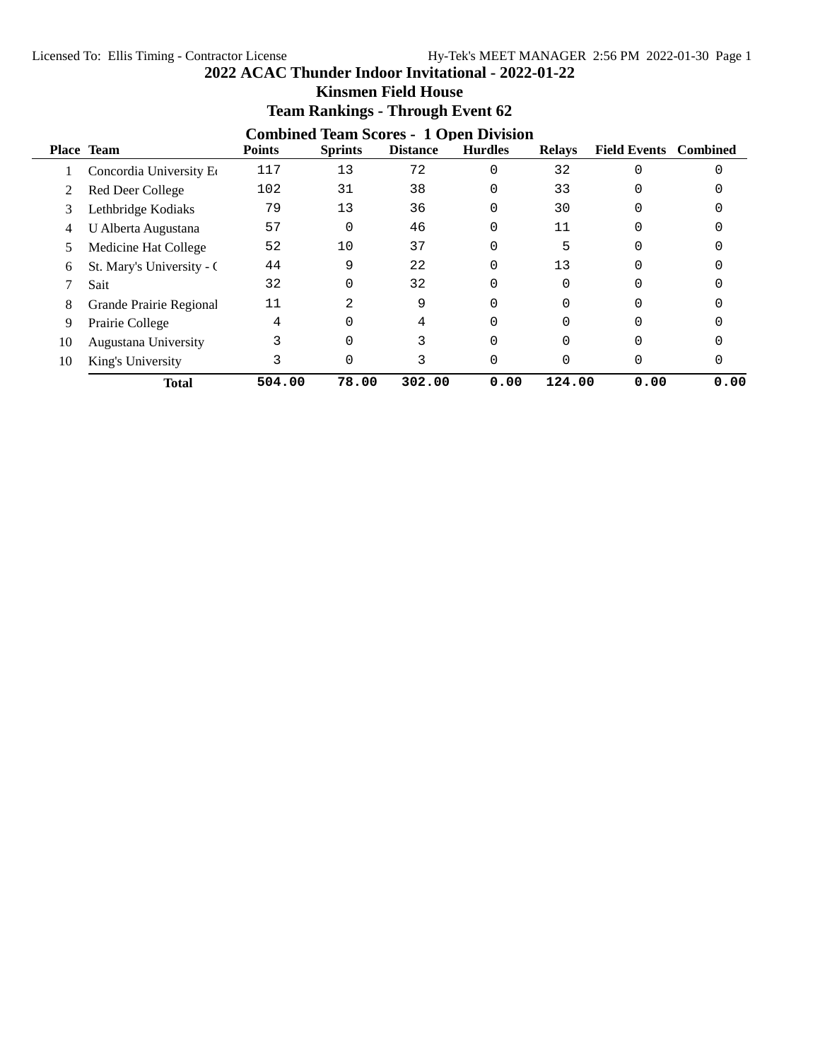# 2022 ACAC Thunder Indoor Invitational - 2022-01-22

## Kinsmen Field House

## Team Rankings - Through Event 62

### Combined Team Scores - 1 Open Division

| Place | Team | Points | Sprints | Distance | Hurdles | Relays | Field Events | Combined |
|---|---|---|---|---|---|---|---|---|
| 1 | Concordia University Ed | 117 | 13 | 72 | 0 | 32 | 0 | 0 |
| 2 | Red Deer College | 102 | 31 | 38 | 0 | 33 | 0 | 0 |
| 3 | Lethbridge Kodiaks | 79 | 13 | 36 | 0 | 30 | 0 | 0 |
| 4 | U Alberta Augustana | 57 | 0 | 46 | 0 | 11 | 0 | 0 |
| 5 | Medicine Hat College | 52 | 10 | 37 | 0 | 5 | 0 | 0 |
| 6 | St. Mary's University - ( | 44 | 9 | 22 | 0 | 13 | 0 | 0 |
| 7 | Sait | 32 | 0 | 32 | 0 | 0 | 0 | 0 |
| 8 | Grande Prairie Regional | 11 | 2 | 9 | 0 | 0 | 0 | 0 |
| 9 | Prairie College | 4 | 0 | 4 | 0 | 0 | 0 | 0 |
| 10 | Augustana University | 3 | 0 | 3 | 0 | 0 | 0 | 0 |
| 10 | King's University | 3 | 0 | 3 | 0 | 0 | 0 | 0 |
| | **Total** | **504.00** | **78.00** | **302.00** | **0.00** | **124.00** | **0.00** | **0.00** |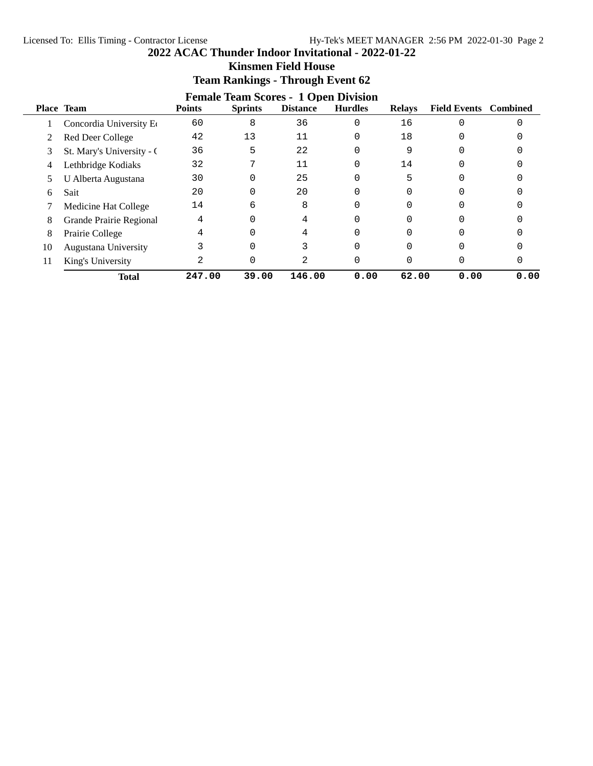# 2022 ACAC Thunder Indoor Invitational - 2022-01-22

## Kinsmen Field House

## Team Rankings - Through Event 62

### Female Team Scores - 1 Open Division

| Place | Team | Points | Sprints | Distance | Hurdles | Relays | Field Events | Combined |
|---|---|---|---|---|---|---|---|---|
| 1 | Concordia University Ed | 60 | 8 | 36 | 0 | 16 | 0 | 0 |
| 2 | Red Deer College | 42 | 13 | 11 | 0 | 18 | 0 | 0 |
| 3 | St. Mary's University - ( | 36 | 5 | 22 | 0 | 9 | 0 | 0 |
| 4 | Lethbridge Kodiaks | 32 | 7 | 11 | 0 | 14 | 0 | 0 |
| 5 | U Alberta Augustana | 30 | 0 | 25 | 0 | 5 | 0 | 0 |
| 6 | Sait | 20 | 0 | 20 | 0 | 0 | 0 | 0 |
| 7 | Medicine Hat College | 14 | 6 | 8 | 0 | 0 | 0 | 0 |
| 8 | Grande Prairie Regional | 4 | 0 | 4 | 0 | 0 | 0 | 0 |
| 8 | Prairie College | 4 | 0 | 4 | 0 | 0 | 0 | 0 |
| 10 | Augustana University | 3 | 0 | 3 | 0 | 0 | 0 | 0 |
| 11 | King's University | 2 | 0 | 2 | 0 | 0 | 0 | 0 |
| | **Total** | **247.00** | **39.00** | **146.00** | **0.00** | **62.00** | **0.00** | **0.00** |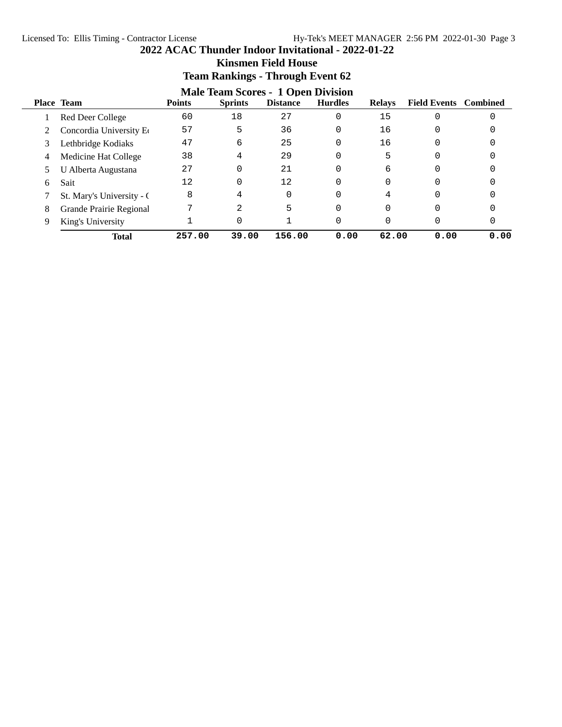# 2022 ACAC Thunder Indoor Invitational - 2022-01-22

## Kinsmen Field House

## Team Rankings - Through Event 62

### Male Team Scores - 1 Open Division

| Place | Team | Points | Sprints | Distance | Hurdles | Relays | Field Events | Combined |
|---|---|---|---|---|---|---|---|---|
| 1 | Red Deer College | 60 | 18 | 27 | 0 | 15 | 0 | 0 |
| 2 | Concordia University Ed | 57 | 5 | 36 | 0 | 16 | 0 | 0 |
| 3 | Lethbridge Kodiaks | 47 | 6 | 25 | 0 | 16 | 0 | 0 |
| 4 | Medicine Hat College | 38 | 4 | 29 | 0 | 5 | 0 | 0 |
| 5 | U Alberta Augustana | 27 | 0 | 21 | 0 | 6 | 0 | 0 |
| 6 | Sait | 12 | 0 | 12 | 0 | 0 | 0 | 0 |
| 7 | St. Mary's University - ( | 8 | 4 | 0 | 0 | 4 | 0 | 0 |
| 8 | Grande Prairie Regional | 7 | 2 | 5 | 0 | 0 | 0 | 0 |
| 9 | King's University | 1 | 0 | 1 | 0 | 0 | 0 | 0 |
| | **Total** | **257.00** | **39.00** | **156.00** | **0.00** | **62.00** | **0.00** | **0.00** |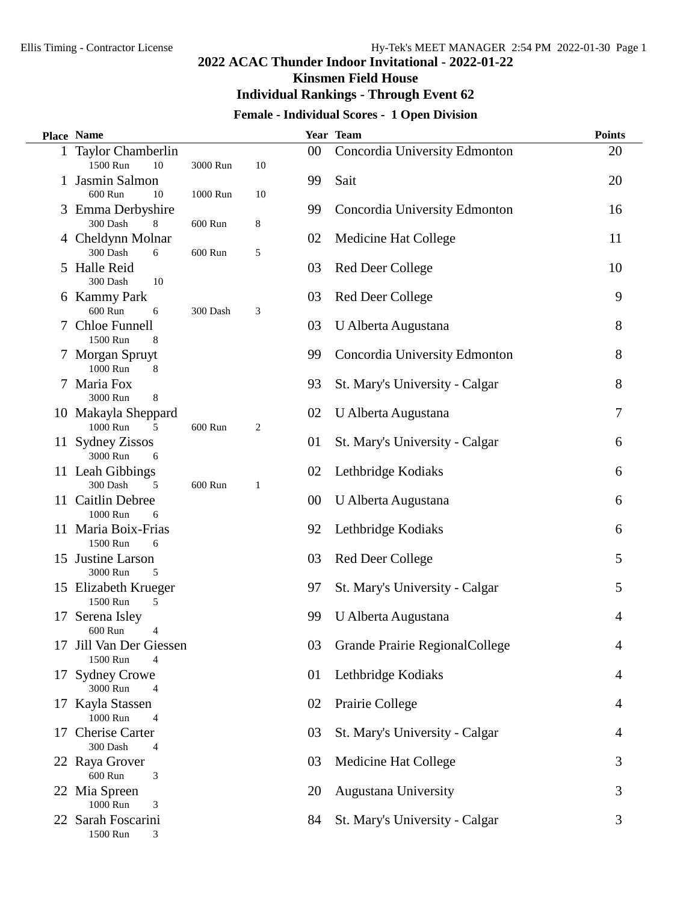# 2022 ACAC Thunder Indoor Invitational - 2022-01-22

## Kinsmen Field House

## Individual Rankings - Through Event 62

### Female - Individual Scores - 1 Open Division

| Place | Name | Year | Team | Points |
|---|---|---|---|---|
| 1 | Taylor Chamberlin<br>1500 Run 10, 3000 Run 10 | 00 | Concordia University Edmonton | 20 |
| 1 | Jasmin Salmon<br>600 Run 10, 1000 Run 10 | 99 | Sait | 20 |
| 3 | Emma Derbyshire<br>300 Dash 8, 600 Run 8 | 99 | Concordia University Edmonton | 16 |
| 4 | Cheldynn Molnar<br>300 Dash 6, 600 Run 5 | 02 | Medicine Hat College | 11 |
| 5 | Halle Reid<br>300 Dash 10 | 03 | Red Deer College | 10 |
| 6 | Kammy Park<br>600 Run 6, 300 Dash 3 | 03 | Red Deer College | 9 |
| 7 | Chloe Funnell<br>1500 Run 8 | 03 | U Alberta Augustana | 8 |
| 7 | Morgan Spruyt<br>1000 Run 8 | 99 | Concordia University Edmonton | 8 |
| 7 | Maria Fox<br>3000 Run 8 | 93 | St. Mary's University - Calgar | 8 |
| 10 | Makayla Sheppard<br>1000 Run 5, 600 Run 2 | 02 | U Alberta Augustana | 7 |
| 11 | Sydney Zissos<br>3000 Run 6 | 01 | St. Mary's University - Calgar | 6 |
| 11 | Leah Gibbings<br>300 Dash 5, 600 Run 1 | 02 | Lethbridge Kodiaks | 6 |
| 11 | Caitlin Debree<br>1000 Run 6 | 00 | U Alberta Augustana | 6 |
| 11 | Maria Boix-Frias<br>1500 Run 6 | 92 | Lethbridge Kodiaks | 6 |
| 15 | Justine Larson<br>3000 Run 5 | 03 | Red Deer College | 5 |
| 15 | Elizabeth Krueger<br>1500 Run 5 | 97 | St. Mary's University - Calgar | 5 |
| 17 | Serena Isley<br>600 Run 4 | 99 | U Alberta Augustana | 4 |
| 17 | Jill Van Der Giessen<br>1500 Run 4 | 03 | Grande Prairie RegionalCollege | 4 |
| 17 | Sydney Crowe<br>3000 Run 4 | 01 | Lethbridge Kodiaks | 4 |
| 17 | Kayla Stassen<br>1000 Run 4 | 02 | Prairie College | 4 |
| 17 | Cherise Carter<br>300 Dash 4 | 03 | St. Mary's University - Calgar | 4 |
| 22 | Raya Grover<br>600 Run 3 | 03 | Medicine Hat College | 3 |
| 22 | Mia Spreen<br>1000 Run 3 | 20 | Augustana University | 3 |
| 22 | Sarah Foscarini<br>1500 Run 3 | 84 | St. Mary's University - Calgar | 3 |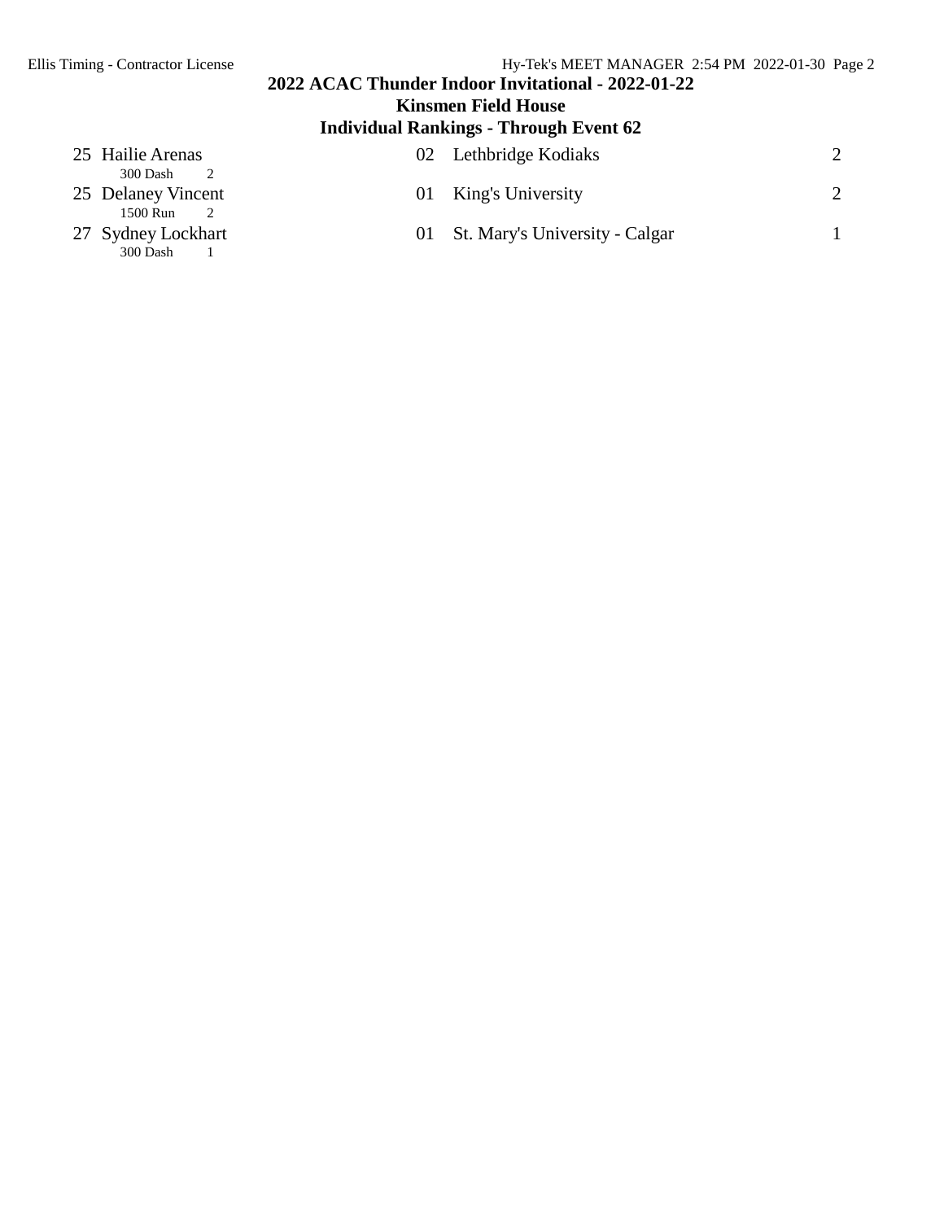## 2022 ACAC Thunder Indoor Invitational - 2022-01-22

### Kinsmen Field House

### Individual Rankings - Through Event 62

| Rank | Name | Year | School | Points |
|---|---|---|---|---|
| 25 | Hailie Arenas<br>300 Dash 2 | 02 | Lethbridge Kodiaks | 2 |
| 25 | Delaney Vincent<br>1500 Run 2 | 01 | King's University | 2 |
| 27 | Sydney Lockhart<br>300 Dash 1 | 01 | St. Mary's University - Calgar | 1 |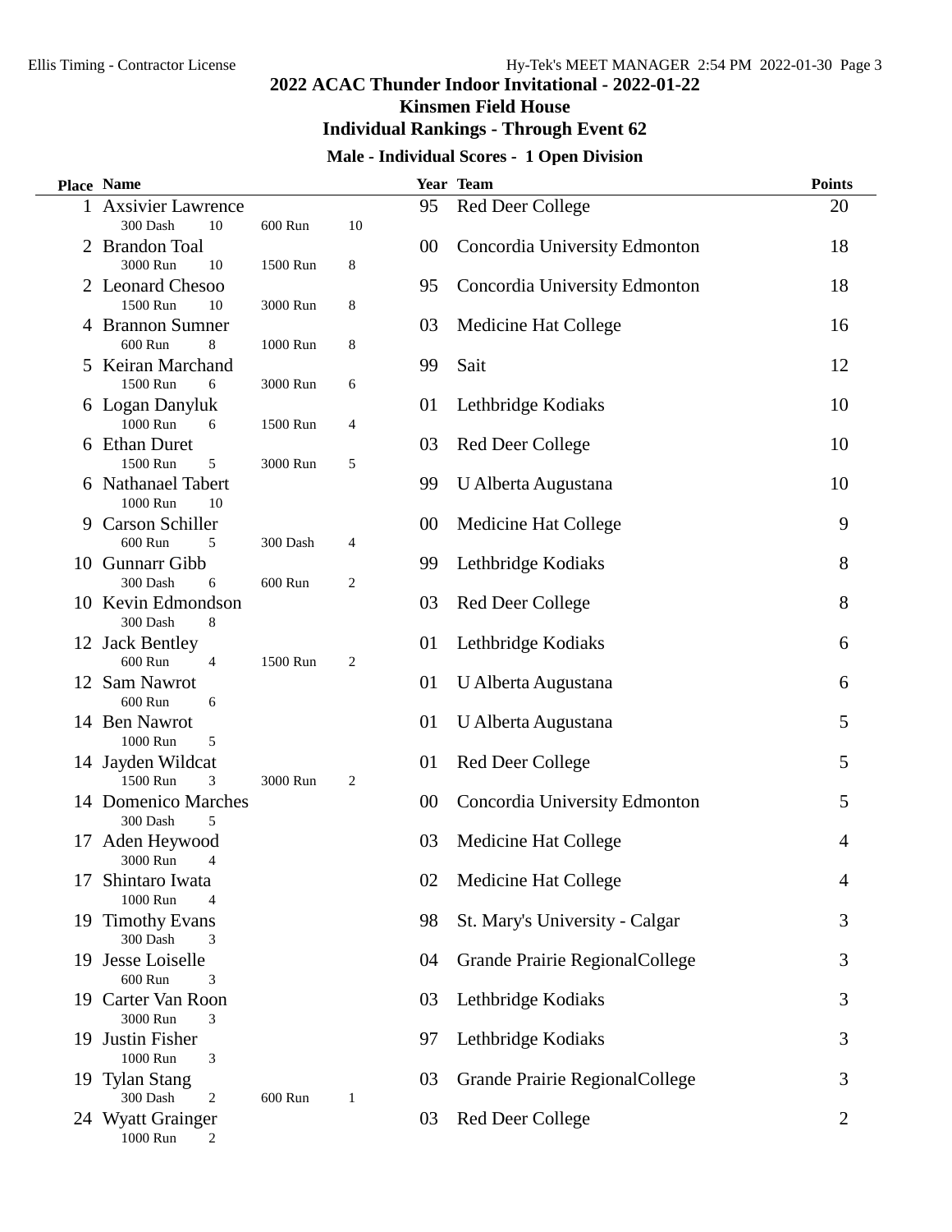# 2022 ACAC Thunder Indoor Invitational - 2022-01-22

## Kinsmen Field House

## Individual Rankings - Through Event 62

### Male - Individual Scores - 1 Open Division

| Place | Name | Year | Team | Points |
|---|---|---|---|---|
| 1 | Axsivier Lawrence<br>300 Dash 10 600 Run 10 | 95 | Red Deer College | 20 |
| 2 | Brandon Toal<br>3000 Run 10 1500 Run 8 | 00 | Concordia University Edmonton | 18 |
| 2 | Leonard Chesoo<br>1500 Run 10 3000 Run 8 | 95 | Concordia University Edmonton | 18 |
| 4 | Brannon Sumner<br>600 Run 8 1000 Run 8 | 03 | Medicine Hat College | 16 |
| 5 | Keiran Marchand<br>1500 Run 6 3000 Run 6 | 99 | Sait | 12 |
| 6 | Logan Danyluk<br>1000 Run 6 1500 Run 4 | 01 | Lethbridge Kodiaks | 10 |
| 6 | Ethan Duret<br>1500 Run 5 3000 Run 5 | 03 | Red Deer College | 10 |
| 6 | Nathanael Tabert<br>1000 Run 10 | 99 | U Alberta Augustana | 10 |
| 9 | Carson Schiller<br>600 Run 5 300 Dash 4 | 00 | Medicine Hat College | 9 |
| 10 | Gunnarr Gibb<br>300 Dash 6 600 Run 2 | 99 | Lethbridge Kodiaks | 8 |
| 10 | Kevin Edmondson<br>300 Dash 8 | 03 | Red Deer College | 8 |
| 12 | Jack Bentley<br>600 Run 4 1500 Run 2 | 01 | Lethbridge Kodiaks | 6 |
| 12 | Sam Nawrot<br>600 Run 6 | 01 | U Alberta Augustana | 6 |
| 14 | Ben Nawrot<br>1000 Run 5 | 01 | U Alberta Augustana | 5 |
| 14 | Jayden Wildcat<br>1500 Run 3 3000 Run 2 | 01 | Red Deer College | 5 |
| 14 | Domenico Marches<br>300 Dash 5 | 00 | Concordia University Edmonton | 5 |
| 17 | Aden Heywood<br>3000 Run 4 | 03 | Medicine Hat College | 4 |
| 17 | Shintaro Iwata<br>1000 Run 4 | 02 | Medicine Hat College | 4 |
| 19 | Timothy Evans<br>300 Dash 3 | 98 | St. Mary's University - Calgar | 3 |
| 19 | Jesse Loiselle<br>600 Run 3 | 04 | Grande Prairie RegionalCollege | 3 |
| 19 | Carter Van Roon<br>3000 Run 3 | 03 | Lethbridge Kodiaks | 3 |
| 19 | Justin Fisher<br>1000 Run 3 | 97 | Lethbridge Kodiaks | 3 |
| 19 | Tylan Stang<br>300 Dash 2 600 Run 1 | 03 | Grande Prairie RegionalCollege | 3 |
| 24 | Wyatt Grainger<br>1000 Run 2 | 03 | Red Deer College | 2 |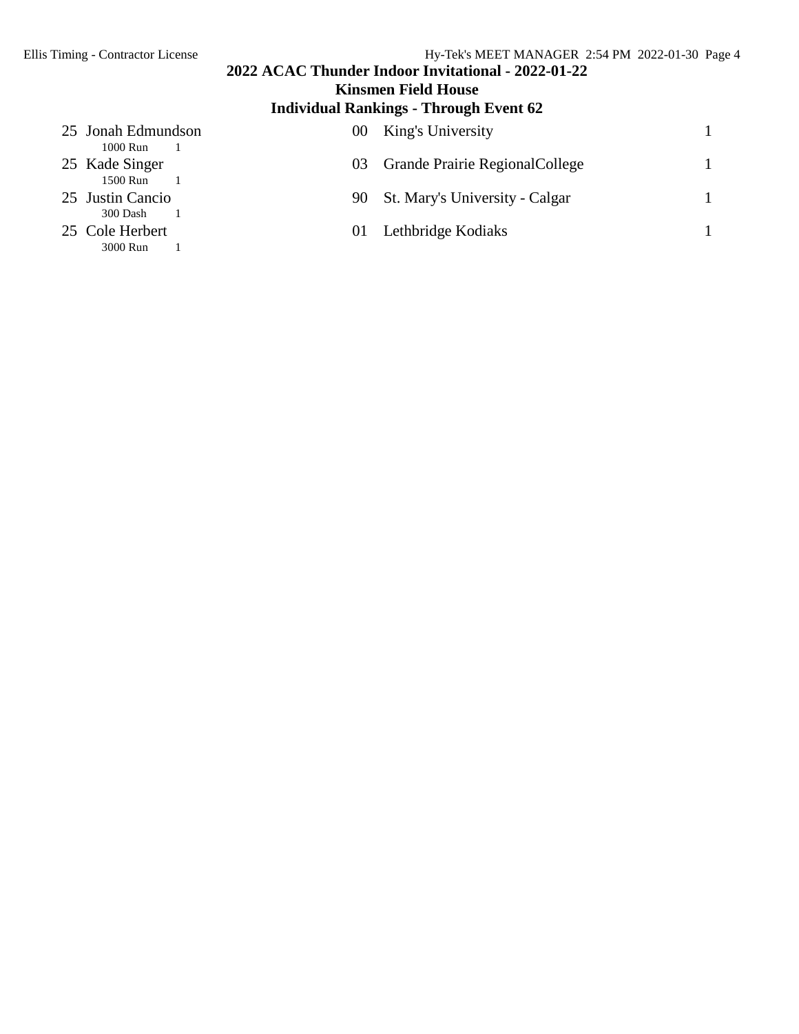# 2022 ACAC Thunder Indoor Invitational - 2022-01-22

## Kinsmen Field House

### Individual Rankings - Through Event 62

| Rank | Name | Year | School | Points |
|---|---|---|---|---|
| 25 | Jonah Edmundson<br>1000 Run 1 | 00 | King's University | 1 |
| 25 | Kade Singer<br>1500 Run 1 | 03 | Grande Prairie RegionalCollege | 1 |
| 25 | Justin Cancio<br>300 Dash 1 | 90 | St. Mary's University - Calgar | 1 |
| 25 | Cole Herbert<br>3000 Run 1 | 01 | Lethbridge Kodiaks | 1 |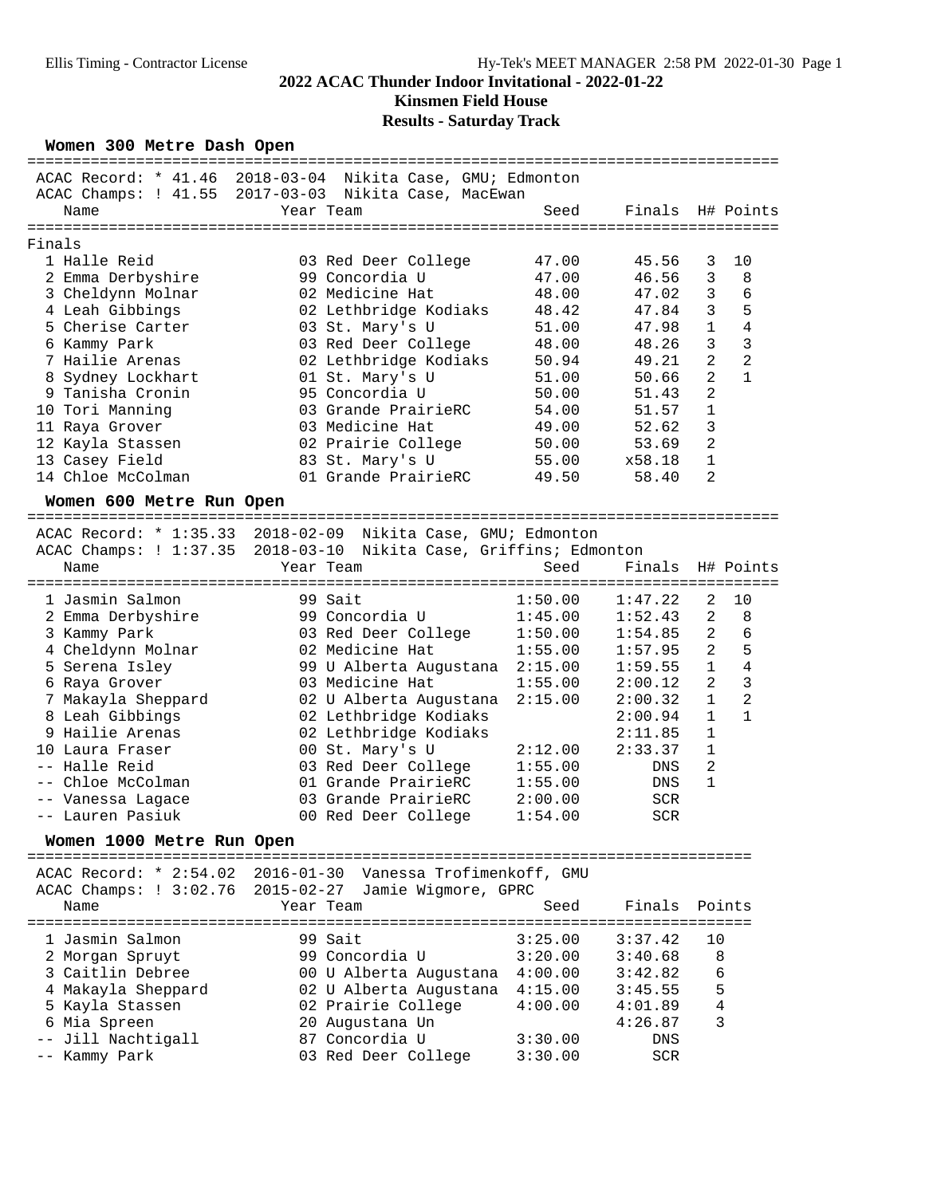# 2022 ACAC Thunder Indoor Invitational - 2022-01-22

## Kinsmen Field House

### Results - Saturday Track

## Women 300 Metre Dash Open

ACAC Record: * 41.46  2018-03-04  Nikita Case, GMU; Edmonton
ACAC Champs: ! 41.55  2017-03-03  Nikita Case, MacEwan

**Finals**

| Place | Name | Year | Team | Seed | Finals | H# | Points |
|---|---|---|---|---|---|---|---|
| 1 | Halle Reid | 03 | Red Deer College | 47.00 | 45.56 | 3 | 10 |
| 2 | Emma Derbyshire | 99 | Concordia U | 47.00 | 46.56 | 3 | 8 |
| 3 | Cheldynn Molnar | 02 | Medicine Hat | 48.00 | 47.02 | 3 | 6 |
| 4 | Leah Gibbings | 02 | Lethbridge Kodiaks | 48.42 | 47.84 | 3 | 5 |
| 5 | Cherise Carter | 03 | St. Mary's U | 51.00 | 47.98 | 1 | 4 |
| 6 | Kammy Park | 03 | Red Deer College | 48.00 | 48.26 | 3 | 3 |
| 7 | Hailie Arenas | 02 | Lethbridge Kodiaks | 50.94 | 49.21 | 2 | 2 |
| 8 | Sydney Lockhart | 01 | St. Mary's U | 51.00 | 50.66 | 2 | 1 |
| 9 | Tanisha Cronin | 95 | Concordia U | 50.00 | 51.43 | 2 | |
| 10 | Tori Manning | 03 | Grande PrairieRC | 54.00 | 51.57 | 1 | |
| 11 | Raya Grover | 03 | Medicine Hat | 49.00 | 52.62 | 3 | |
| 12 | Kayla Stassen | 02 | Prairie College | 50.00 | 53.69 | 2 | |
| 13 | Casey Field | 83 | St. Mary's U | 55.00 | x58.18 | 1 | |
| 14 | Chloe McColman | 01 | Grande PrairieRC | 49.50 | 58.40 | 2 | |

## Women 600 Metre Run Open

ACAC Record: * 1:35.33  2018-02-09  Nikita Case, GMU; Edmonton
ACAC Champs: ! 1:37.35  2018-03-10  Nikita Case, Griffins; Edmonton

| Place | Name | Year | Team | Seed | Finals | H# | Points |
|---|---|---|---|---|---|---|---|
| 1 | Jasmin Salmon | 99 | Sait | 1:50.00 | 1:47.22 | 2 | 10 |
| 2 | Emma Derbyshire | 99 | Concordia U | 1:45.00 | 1:52.43 | 2 | 8 |
| 3 | Kammy Park | 03 | Red Deer College | 1:50.00 | 1:54.85 | 2 | 6 |
| 4 | Cheldynn Molnar | 02 | Medicine Hat | 1:55.00 | 1:57.95 | 2 | 5 |
| 5 | Serena Isley | 99 | U Alberta Augustana | 2:15.00 | 1:59.55 | 1 | 4 |
| 6 | Raya Grover | 03 | Medicine Hat | 1:55.00 | 2:00.12 | 2 | 3 |
| 7 | Makayla Sheppard | 02 | U Alberta Augustana | 2:15.00 | 2:00.32 | 1 | 2 |
| 8 | Leah Gibbings | 02 | Lethbridge Kodiaks | | 2:00.94 | 1 | 1 |
| 9 | Hailie Arenas | 02 | Lethbridge Kodiaks | | 2:11.85 | 1 | |
| 10 | Laura Fraser | 00 | St. Mary's U | 2:12.00 | 2:33.37 | 1 | |
| -- | Halle Reid | 03 | Red Deer College | 1:55.00 | DNS | 2 | |
| -- | Chloe McColman | 01 | Grande PrairieRC | 1:55.00 | DNS | 1 | |
| -- | Vanessa Lagace | 03 | Grande PrairieRC | 2:00.00 | SCR | | |
| -- | Lauren Pasiuk | 00 | Red Deer College | 1:54.00 | SCR | | |

## Women 1000 Metre Run Open

ACAC Record: * 2:54.02  2016-01-30  Vanessa Trofimenkoff, GMU
ACAC Champs: ! 3:02.76  2015-02-27  Jamie Wigmore, GPRC

| Place | Name | Year | Team | Seed | Finals | Points |
|---|---|---|---|---|---|---|
| 1 | Jasmin Salmon | 99 | Sait | 3:25.00 | 3:37.42 | 10 |
| 2 | Morgan Spruyt | 99 | Concordia U | 3:20.00 | 3:40.68 | 8 |
| 3 | Caitlin Debree | 00 | U Alberta Augustana | 4:00.00 | 3:42.82 | 6 |
| 4 | Makayla Sheppard | 02 | U Alberta Augustana | 4:15.00 | 3:45.55 | 5 |
| 5 | Kayla Stassen | 02 | Prairie College | 4:00.00 | 4:01.89 | 4 |
| 6 | Mia Spreen | 20 | Augustana Un | | 4:26.87 | 3 |
| -- | Jill Nachtigall | 87 | Concordia U | 3:30.00 | DNS | |
| -- | Kammy Park | 03 | Red Deer College | 3:30.00 | SCR | |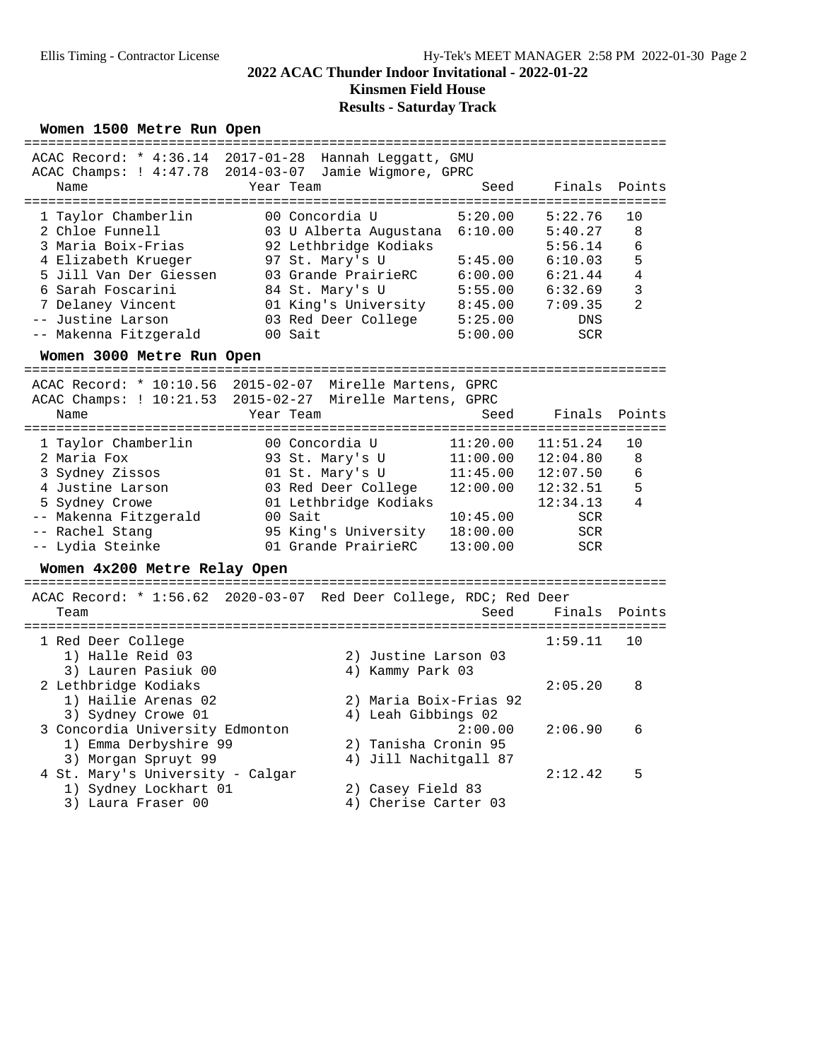# 2022 ACAC Thunder Indoor Invitational - 2022-01-22

## Kinsmen Field House

### Results - Saturday Track

#### Women 1500 Metre Run Open

ACAC Record: * 4:36.14 2017-01-28 Hannah Leggatt, GMU
ACAC Champs: ! 4:47.78 2014-03-07 Jamie Wigmore, GPRC

| | Name | Year | Team | Seed | Finals | Points |
|---|---|---|---|---|---|---|
| 1 | Taylor Chamberlin | 00 | Concordia U | 5:20.00 | 5:22.76 | 10 |
| 2 | Chloe Funnell | 03 | U Alberta Augustana | 6:10.00 | 5:40.27 | 8 |
| 3 | Maria Boix-Frias | 92 | Lethbridge Kodiaks | | 5:56.14 | 6 |
| 4 | Elizabeth Krueger | 97 | St. Mary's U | 5:45.00 | 6:10.03 | 5 |
| 5 | Jill Van Der Giessen | 03 | Grande PrairieRC | 6:00.00 | 6:21.44 | 4 |
| 6 | Sarah Foscarini | 84 | St. Mary's U | 5:55.00 | 6:32.69 | 3 |
| 7 | Delaney Vincent | 01 | King's University | 8:45.00 | 7:09.35 | 2 |
| -- | Justine Larson | 03 | Red Deer College | 5:25.00 | DNS | |
| -- | Makenna Fitzgerald | 00 | Sait | 5:00.00 | SCR | |

#### Women 3000 Metre Run Open

ACAC Record: * 10:10.56 2015-02-07 Mirelle Martens, GPRC
ACAC Champs: ! 10:21.53 2015-02-27 Mirelle Martens, GPRC

| | Name | Year | Team | Seed | Finals | Points |
|---|---|---|---|---|---|---|
| 1 | Taylor Chamberlin | 00 | Concordia U | 11:20.00 | 11:51.24 | 10 |
| 2 | Maria Fox | 93 | St. Mary's U | 11:00.00 | 12:04.80 | 8 |
| 3 | Sydney Zissos | 01 | St. Mary's U | 11:45.00 | 12:07.50 | 6 |
| 4 | Justine Larson | 03 | Red Deer College | 12:00.00 | 12:32.51 | 5 |
| 5 | Sydney Crowe | 01 | Lethbridge Kodiaks | | 12:34.13 | 4 |
| -- | Makenna Fitzgerald | 00 | Sait | 10:45.00 | SCR | |
| -- | Rachel Stang | 95 | King's University | 18:00.00 | SCR | |
| -- | Lydia Steinke | 01 | Grande PrairieRC | 13:00.00 | SCR | |

#### Women 4x200 Metre Relay Open

ACAC Record: * 1:56.62 2020-03-07 Red Deer College, RDC; Red Deer

| | Team | Seed | Finals | Points |
|---|---|---|---|---|
| 1 | Red Deer College | | 1:59.11 | 10 |
| | 1) Halle Reid 03; 2) Justine Larson 03; 3) Lauren Pasiuk 00; 4) Kammy Park 03 | | | |
| 2 | Lethbridge Kodiaks | | 2:05.20 | 8 |
| | 1) Hailie Arenas 02; 2) Maria Boix-Frias 92; 3) Sydney Crowe 01; 4) Leah Gibbings 02 | | | |
| 3 | Concordia University Edmonton | 2:00.00 | 2:06.90 | 6 |
| | 1) Emma Derbyshire 99; 2) Tanisha Cronin 95; 3) Morgan Spruyt 99; 4) Jill Nachitgall 87 | | | |
| 4 | St. Mary's University - Calgar | | 2:12.42 | 5 |
| | 1) Sydney Lockhart 01; 2) Casey Field 83; 3) Laura Fraser 00; 4) Cherise Carter 03 | | | |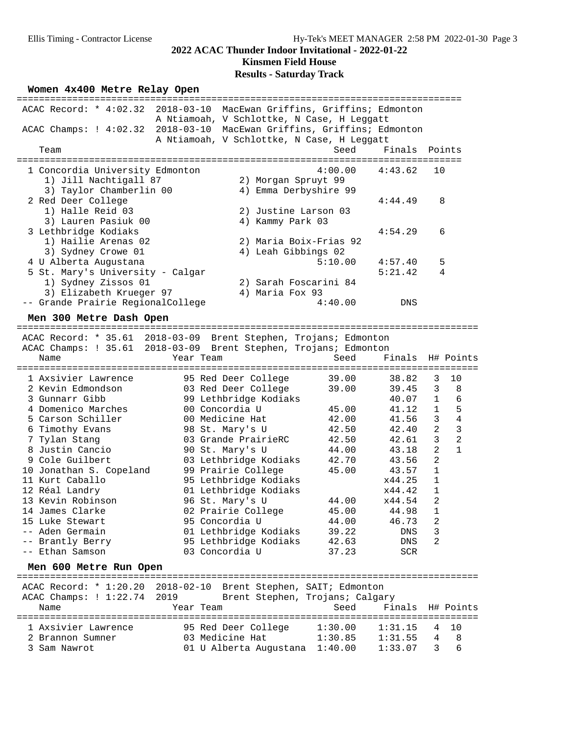# 2022 ACAC Thunder Indoor Invitational - 2022-01-22

## Kinsmen Field House

## Results - Saturday Track

### Women 4x400 Metre Relay Open

ACAC Record: * 4:02.32 2018-03-10 MacEwan Griffins, Griffins; Edmonton
A Ntiamoah, V Schlottke, N Case, H Leggatt

ACAC Champs: ! 4:02.32 2018-03-10 MacEwan Griffins, Griffins; Edmonton
A Ntiamoah, V Schlottke, N Case, H Leggatt

| Place | Team | Seed | Finals | Points |
|---|---|---|---|---|
| 1 | Concordia University Edmonton | 4:00.00 | 4:43.62 | 10 |
| | 1) Jill Nachtigall 87, 2) Morgan Spruyt 99, 3) Taylor Chamberlin 00, 4) Emma Derbyshire 99 | | | |
| 2 | Red Deer College | | 4:44.49 | 8 |
| | 1) Halle Reid 03, 2) Justine Larson 03, 3) Lauren Pasiuk 00, 4) Kammy Park 03 | | | |
| 3 | Lethbridge Kodiaks | | 4:54.29 | 6 |
| | 1) Hailie Arenas 02, 2) Maria Boix-Frias 92, 3) Sydney Crowe 01, 4) Leah Gibbings 02 | | | |
| 4 | U Alberta Augustana | 5:10.00 | 4:57.40 | 5 |
| 5 | St. Mary's University - Calgar | | 5:21.42 | 4 |
| | 1) Sydney Zissos 01, 2) Sarah Foscarini 84, 3) Elizabeth Krueger 97, 4) Maria Fox 93 | | | |
| -- | Grande Prairie RegionalCollege | 4:40.00 | DNS | |

### Men 300 Metre Dash Open

ACAC Record: * 35.61 2018-03-09 Brent Stephen, Trojans; Edmonton

ACAC Champs: ! 35.61 2018-03-09 Brent Stephen, Trojans; Edmonton

| Place | Name | Year | Team | Seed | Finals | H# | Points |
|---|---|---|---|---|---|---|---|
| 1 | Axsivier Lawrence | 95 | Red Deer College | 39.00 | 38.82 | 3 | 10 |
| 2 | Kevin Edmondson | 03 | Red Deer College | 39.00 | 39.45 | 3 | 8 |
| 3 | Gunnarr Gibb | 99 | Lethbridge Kodiaks | | 40.07 | 1 | 6 |
| 4 | Domenico Marches | 00 | Concordia U | 45.00 | 41.12 | 1 | 5 |
| 5 | Carson Schiller | 00 | Medicine Hat | 42.00 | 41.56 | 3 | 4 |
| 6 | Timothy Evans | 98 | St. Mary's U | 42.50 | 42.40 | 2 | 3 |
| 7 | Tylan Stang | 03 | Grande PrairieRC | 42.50 | 42.61 | 3 | 2 |
| 8 | Justin Cancio | 90 | St. Mary's U | 44.00 | 43.18 | 2 | 1 |
| 9 | Cole Guilbert | 03 | Lethbridge Kodiaks | 42.70 | 43.56 | 2 | |
| 10 | Jonathan S. Copeland | 99 | Prairie College | 45.00 | 43.57 | 1 | |
| 11 | Kurt Caballo | 95 | Lethbridge Kodiaks | | x44.25 | 1 | |
| 12 | Réal Landry | 01 | Lethbridge Kodiaks | | x44.42 | 1 | |
| 13 | Kevin Robinson | 96 | St. Mary's U | 44.00 | x44.54 | 2 | |
| 14 | James Clarke | 02 | Prairie College | 45.00 | 44.98 | 1 | |
| 15 | Luke Stewart | 95 | Concordia U | 44.00 | 46.73 | 2 | |
| -- | Aden Germain | 01 | Lethbridge Kodiaks | 39.22 | DNS | 3 | |
| -- | Brantly Berry | 95 | Lethbridge Kodiaks | 42.63 | DNS | 2 | |
| -- | Ethan Samson | 03 | Concordia U | 37.23 | SCR | | |

### Men 600 Metre Run Open

ACAC Record: * 1:20.20 2018-02-10 Brent Stephen, SAIT; Edmonton

ACAC Champs: ! 1:22.74 2019 Brent Stephen, Trojans; Calgary

| Place | Name | Year | Team | Seed | Finals | H# | Points |
|---|---|---|---|---|---|---|---|
| 1 | Axsivier Lawrence | 95 | Red Deer College | 1:30.00 | 1:31.15 | 4 | 10 |
| 2 | Brannon Sumner | 03 | Medicine Hat | 1:30.85 | 1:31.55 | 4 | 8 |
| 3 | Sam Nawrot | 01 | U Alberta Augustana | 1:40.00 | 1:33.07 | 3 | 6 |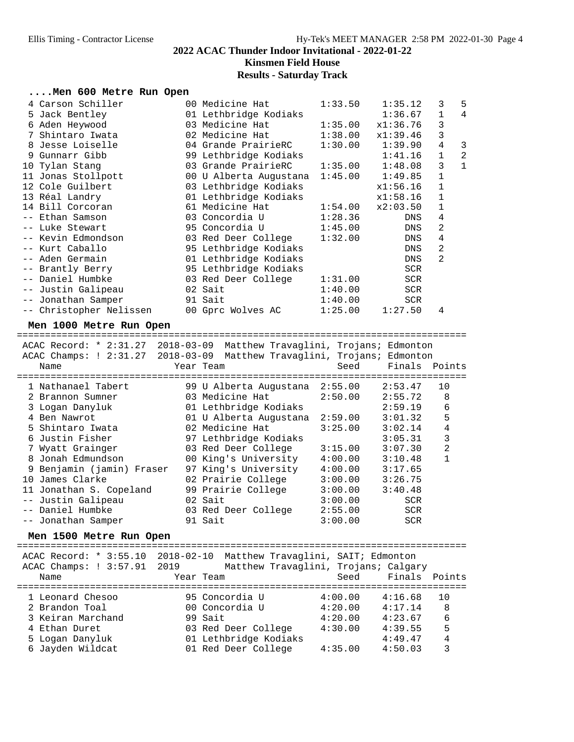# 2022 ACAC Thunder Indoor Invitational - 2022-01-22

## Kinsmen Field House

### Results - Saturday Track

#### ....Men 600 Metre Run Open

| Place | Name | Year | Team | Seed | Finals | H# | Points |
|---|---|---|---|---|---|---|---|
| 4 | Carson Schiller | 00 | Medicine Hat | 1:33.50 | 1:35.12 | 3 | 5 |
| 5 | Jack Bentley | 01 | Lethbridge Kodiaks | | 1:36.67 | 1 | 4 |
| 6 | Aden Heywood | 03 | Medicine Hat | 1:35.00 | x1:36.76 | 3 | |
| 7 | Shintaro Iwata | 02 | Medicine Hat | 1:38.00 | x1:39.46 | 3 | |
| 8 | Jesse Loiselle | 04 | Grande PrairieRC | 1:30.00 | 1:39.90 | 4 | 3 |
| 9 | Gunnarr Gibb | 99 | Lethbridge Kodiaks | | 1:41.16 | 1 | 2 |
| 10 | Tylan Stang | 03 | Grande PrairieRC | 1:35.00 | 1:48.08 | 3 | 1 |
| 11 | Jonas Stollpott | 00 | U Alberta Augustana | 1:45.00 | 1:49.85 | 1 | |
| 12 | Cole Guilbert | 03 | Lethbridge Kodiaks | | x1:56.16 | 1 | |
| 13 | Réal Landry | 01 | Lethbridge Kodiaks | | x1:58.16 | 1 | |
| 14 | Bill Corcoran | 61 | Medicine Hat | 1:54.00 | x2:03.50 | 1 | |
| -- | Ethan Samson | 03 | Concordia U | 1:28.36 | DNS | 4 | |
| -- | Luke Stewart | 95 | Concordia U | 1:45.00 | DNS | 2 | |
| -- | Kevin Edmondson | 03 | Red Deer College | 1:32.00 | DNS | 4 | |
| -- | Kurt Caballo | 95 | Lethbridge Kodiaks | | DNS | 2 | |
| -- | Aden Germain | 01 | Lethbridge Kodiaks | | DNS | 2 | |
| -- | Brantly Berry | 95 | Lethbridge Kodiaks | | SCR | | |
| -- | Daniel Humbke | 03 | Red Deer College | 1:31.00 | SCR | | |
| -- | Justin Galipeau | 02 | Sait | 1:40.00 | SCR | | |
| -- | Jonathan Samper | 91 | Sait | 1:40.00 | SCR | | |
| -- | Christopher Nelissen | 00 | Gprc Wolves AC | 1:25.00 | 1:27.50 | 4 | |

#### Men 1000 Metre Run Open

ACAC Record: * 2:31.27 2018-03-09 Matthew Travaglini, Trojans; Edmonton
ACAC Champs: ! 2:31.27 2018-03-09 Matthew Travaglini, Trojans; Edmonton

| Place | Name | Year | Team | Seed | Finals | Points |
|---|---|---|---|---|---|---|
| 1 | Nathanael Tabert | 99 | U Alberta Augustana | 2:55.00 | 2:53.47 | 10 |
| 2 | Brannon Sumner | 03 | Medicine Hat | 2:50.00 | 2:55.72 | 8 |
| 3 | Logan Danyluk | 01 | Lethbridge Kodiaks | | 2:59.19 | 6 |
| 4 | Ben Nawrot | 01 | U Alberta Augustana | 2:59.00 | 3:01.32 | 5 |
| 5 | Shintaro Iwata | 02 | Medicine Hat | 3:25.00 | 3:02.14 | 4 |
| 6 | Justin Fisher | 97 | Lethbridge Kodiaks | | 3:05.31 | 3 |
| 7 | Wyatt Grainger | 03 | Red Deer College | 3:15.00 | 3:07.30 | 2 |
| 8 | Jonah Edmundson | 00 | King's University | 4:00.00 | 3:10.48 | 1 |
| 9 | Benjamin (jamin) Fraser | 97 | King's University | 4:00.00 | 3:17.65 | |
| 10 | James Clarke | 02 | Prairie College | 3:00.00 | 3:26.75 | |
| 11 | Jonathan S. Copeland | 99 | Prairie College | 3:00.00 | 3:40.48 | |
| -- | Justin Galipeau | 02 | Sait | 3:00.00 | SCR | |
| -- | Daniel Humbke | 03 | Red Deer College | 2:55.00 | SCR | |
| -- | Jonathan Samper | 91 | Sait | 3:00.00 | SCR | |

#### Men 1500 Metre Run Open

ACAC Record: * 3:55.10 2018-02-10 Matthew Travaglini, SAIT; Edmonton
ACAC Champs: ! 3:57.91 2019 Matthew Travaglini, Trojans; Calgary

| Place | Name | Year | Team | Seed | Finals | Points |
|---|---|---|---|---|---|---|
| 1 | Leonard Chesoo | 95 | Concordia U | 4:00.00 | 4:16.68 | 10 |
| 2 | Brandon Toal | 00 | Concordia U | 4:20.00 | 4:17.14 | 8 |
| 3 | Keiran Marchand | 99 | Sait | 4:20.00 | 4:23.67 | 6 |
| 4 | Ethan Duret | 03 | Red Deer College | 4:30.00 | 4:39.55 | 5 |
| 5 | Logan Danyluk | 01 | Lethbridge Kodiaks | | 4:49.47 | 4 |
| 6 | Jayden Wildcat | 01 | Red Deer College | 4:35.00 | 4:50.03 | 3 |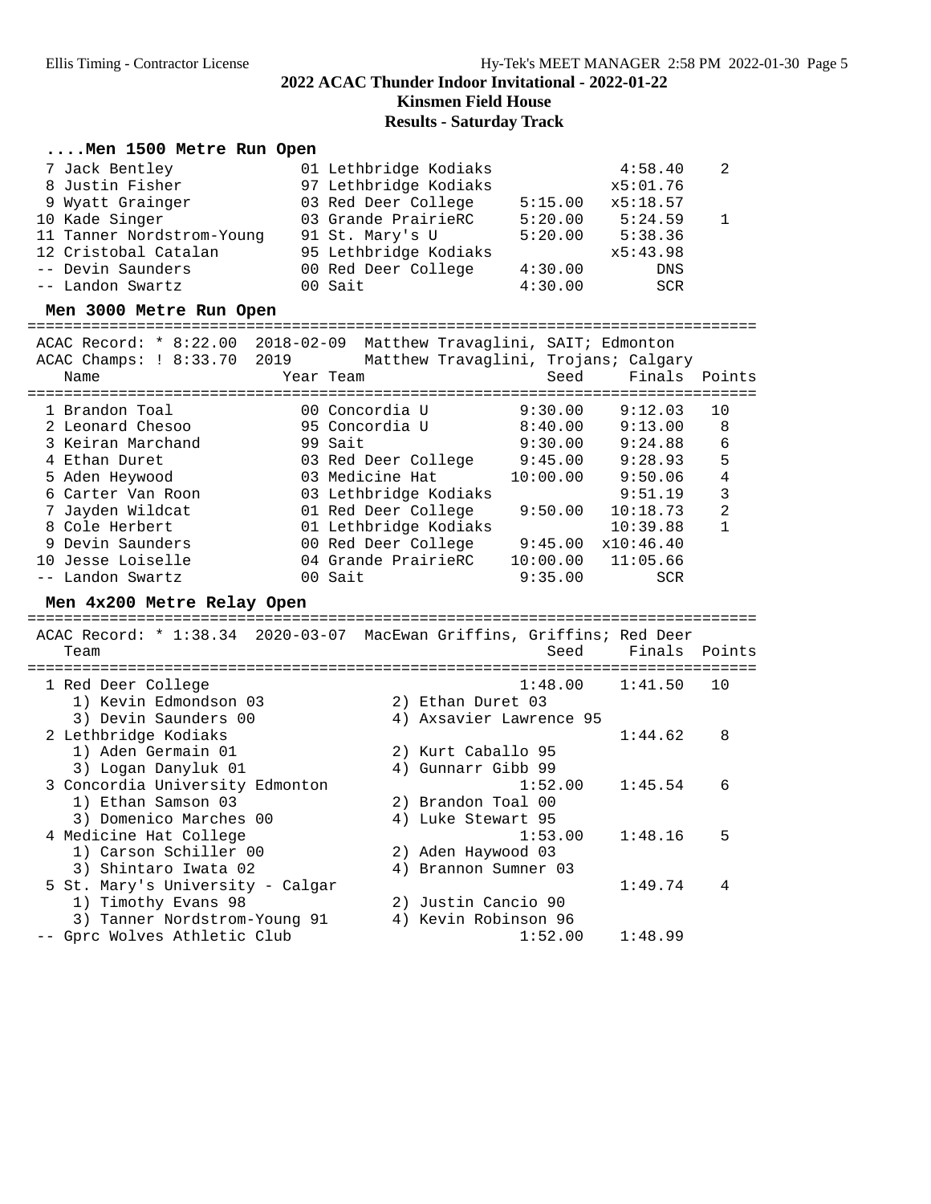# 2022 ACAC Thunder Indoor Invitational - 2022-01-22

## Kinsmen Field House

### Results - Saturday Track

#### ....Men 1500 Metre Run Open

| Place | Name | Year | Team | Seed | Finals | Points |
|---|---|---|---|---|---|---|
| 7 | Jack Bentley | 01 | Lethbridge Kodiaks | | 4:58.40 | 2 |
| 8 | Justin Fisher | 97 | Lethbridge Kodiaks | | x5:01.76 | |
| 9 | Wyatt Grainger | 03 | Red Deer College | 5:15.00 | x5:18.57 | |
| 10 | Kade Singer | 03 | Grande PrairieRC | 5:20.00 | 5:24.59 | 1 |
| 11 | Tanner Nordstrom-Young | 91 | St. Mary's U | 5:20.00 | 5:38.36 | |
| 12 | Cristobal Catalan | 95 | Lethbridge Kodiaks | | x5:43.98 | |
| -- | Devin Saunders | 00 | Red Deer College | 4:30.00 | DNS | |
| -- | Landon Swartz | 00 | Sait | 4:30.00 | SCR | |

#### Men 3000 Metre Run Open

ACAC Record: * 8:22.00 2018-02-09 Matthew Travaglini, SAIT; Edmonton
ACAC Champs: ! 8:33.70 2019 Matthew Travaglini, Trojans; Calgary

| Place | Name | Year | Team | Seed | Finals | Points |
|---|---|---|---|---|---|---|
| 1 | Brandon Toal | 00 | Concordia U | 9:30.00 | 9:12.03 | 10 |
| 2 | Leonard Chesoo | 95 | Concordia U | 8:40.00 | 9:13.00 | 8 |
| 3 | Keiran Marchand | 99 | Sait | 9:30.00 | 9:24.88 | 6 |
| 4 | Ethan Duret | 03 | Red Deer College | 9:45.00 | 9:28.93 | 5 |
| 5 | Aden Heywood | 03 | Medicine Hat | 10:00.00 | 9:50.06 | 4 |
| 6 | Carter Van Roon | 03 | Lethbridge Kodiaks | | 9:51.19 | 3 |
| 7 | Jayden Wildcat | 01 | Red Deer College | 9:50.00 | 10:18.73 | 2 |
| 8 | Cole Herbert | 01 | Lethbridge Kodiaks | | 10:39.88 | 1 |
| 9 | Devin Saunders | 00 | Red Deer College | 9:45.00 | x10:46.40 | |
| 10 | Jesse Loiselle | 04 | Grande PrairieRC | 10:00.00 | 11:05.66 | |
| -- | Landon Swartz | 00 | Sait | 9:35.00 | SCR | |

#### Men 4x200 Metre Relay Open

ACAC Record: * 1:38.34 2020-03-07 MacEwan Griffins, Griffins; Red Deer

| Place | Team | Seed | Finals | Points |
|---|---|---|---|---|
| 1 | Red Deer College | 1:48.00 | 1:41.50 | 10 |
| | 1) Kevin Edmondson 03, 2) Ethan Duret 03, 3) Devin Saunders 00, 4) Axsavier Lawrence 95 | | | |
| 2 | Lethbridge Kodiaks | | 1:44.62 | 8 |
| | 1) Aden Germain 01, 2) Kurt Caballo 95, 3) Logan Danyluk 01, 4) Gunnarr Gibb 99 | | | |
| 3 | Concordia University Edmonton | 1:52.00 | 1:45.54 | 6 |
| | 1) Ethan Samson 03, 2) Brandon Toal 00, 3) Domenico Marches 00, 4) Luke Stewart 95 | | | |
| 4 | Medicine Hat College | 1:53.00 | 1:48.16 | 5 |
| | 1) Carson Schiller 00, 2) Aden Haywood 03, 3) Shintaro Iwata 02, 4) Brannon Sumner 03 | | | |
| 5 | St. Mary's University - Calgar | | 1:49.74 | 4 |
| | 1) Timothy Evans 98, 2) Justin Cancio 90, 3) Tanner Nordstrom-Young 91, 4) Kevin Robinson 96 | | | |
| -- | Gprc Wolves Athletic Club | 1:52.00 | 1:48.99 | |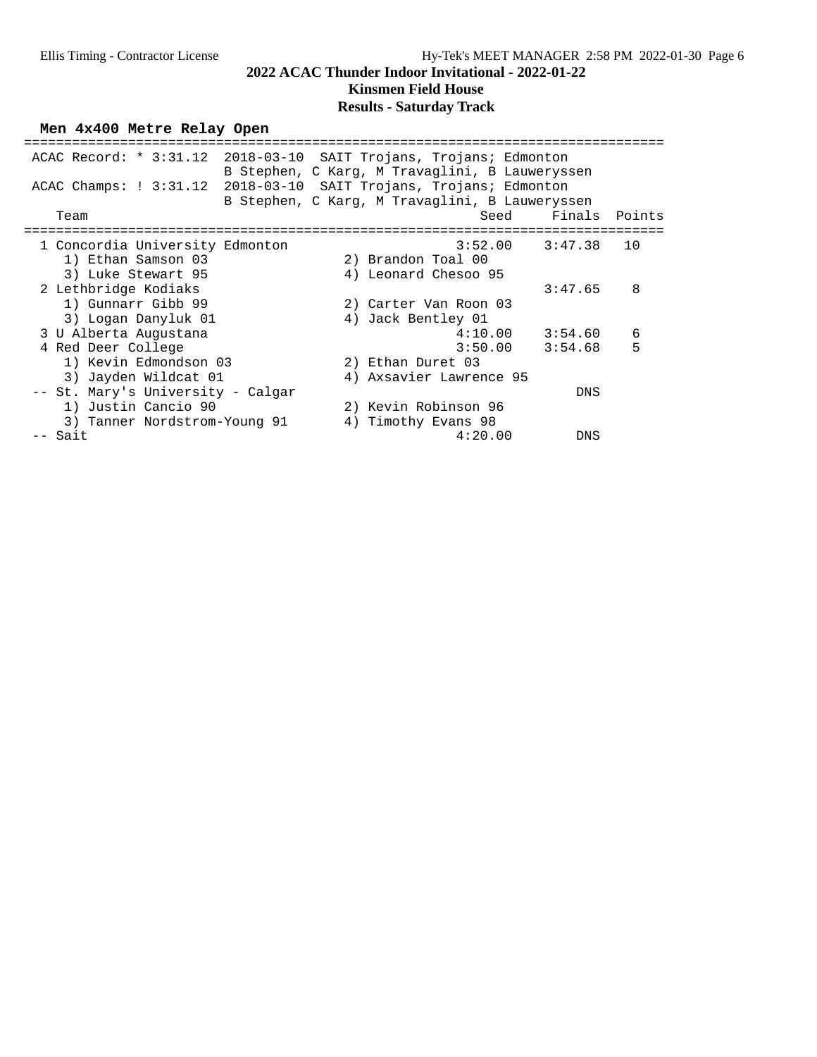# 2022 ACAC Thunder Indoor Invitational - 2022-01-22

## Kinsmen Field House

## Results - Saturday Track

### Men 4x400 Metre Relay Open

ACAC Record: * 3:31.12  2018-03-10  SAIT Trojans, Trojans; Edmonton
B Stephen, C Karg, M Travaglini, B Lauweryssen

ACAC Champs: ! 3:31.12  2018-03-10  SAIT Trojans, Trojans; Edmonton
B Stephen, C Karg, M Travaglini, B Lauweryssen

| | Team | Seed | Finals | Points |
|---|---|---|---|---|
| 1 | Concordia University Edmonton | 3:52.00 | 3:47.38 | 10 |
| | 1) Ethan Samson 03, 2) Brandon Toal 00, 3) Luke Stewart 95, 4) Leonard Chesoo 95 | | | |
| 2 | Lethbridge Kodiaks | | 3:47.65 | 8 |
| | 1) Gunnarr Gibb 99, 2) Carter Van Roon 03, 3) Logan Danyluk 01, 4) Jack Bentley 01 | | | |
| 3 | U Alberta Augustana | 4:10.00 | 3:54.60 | 6 |
| 4 | Red Deer College | 3:50.00 | 3:54.68 | 5 |
| | 1) Kevin Edmondson 03, 2) Ethan Duret 03, 3) Jayden Wildcat 01, 4) Axsavier Lawrence 95 | | | |
| -- | St. Mary's University - Calgar | | DNS | |
| | 1) Justin Cancio 90, 2) Kevin Robinson 96, 3) Tanner Nordstrom-Young 91, 4) Timothy Evans 98 | | | |
| -- | Sait | 4:20.00 | DNS | |